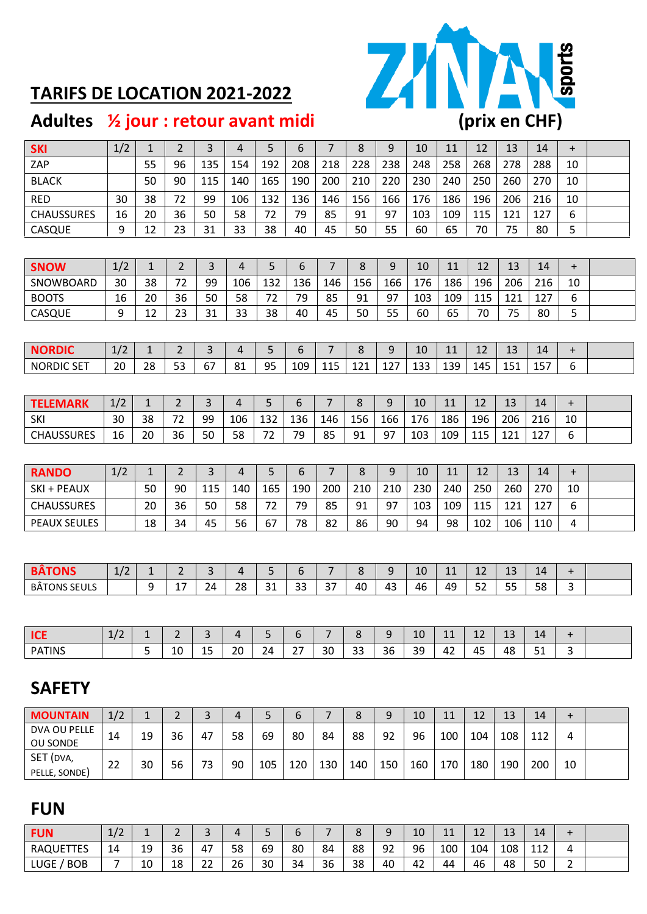# TARIFS DE LOCATION 2021-2022

## Adultes ½ jour : retour avant midi

ZINAL sports

**(prix en CHF)**

| **SKI** | 1/2 | 1 | 2 | 3 | 4 | 5 | 6 | 7 | 8 | 9 | 10 | 11 | 12 | 13 | 14 | + | |
|---|---|---|---|---|---|---|---|---|---|---|---|---|---|---|---|---|---|
| ZAP | | 55 | 96 | 135 | 154 | 192 | 208 | 218 | 228 | 238 | 248 | 258 | 268 | 278 | 288 | 10 | |
| BLACK | | 50 | 90 | 115 | 140 | 165 | 190 | 200 | 210 | 220 | 230 | 240 | 250 | 260 | 270 | 10 | |
| RED | 30 | 38 | 72 | 99 | 106 | 132 | 136 | 146 | 156 | 166 | 176 | 186 | 196 | 206 | 216 | 10 | |
| CHAUSSURES | 16 | 20 | 36 | 50 | 58 | 72 | 79 | 85 | 91 | 97 | 103 | 109 | 115 | 121 | 127 | 6 | |
| CASQUE | 9 | 12 | 23 | 31 | 33 | 38 | 40 | 45 | 50 | 55 | 60 | 65 | 70 | 75 | 80 | 5 | |

| **SNOW** | 1/2 | 1 | 2 | 3 | 4 | 5 | 6 | 7 | 8 | 9 | 10 | 11 | 12 | 13 | 14 | + | |
|---|---|---|---|---|---|---|---|---|---|---|---|---|---|---|---|---|---|
| SNOWBOARD | 30 | 38 | 72 | 99 | 106 | 132 | 136 | 146 | 156 | 166 | 176 | 186 | 196 | 206 | 216 | 10 | |
| BOOTS | 16 | 20 | 36 | 50 | 58 | 72 | 79 | 85 | 91 | 97 | 103 | 109 | 115 | 121 | 127 | 6 | |
| CASQUE | 9 | 12 | 23 | 31 | 33 | 38 | 40 | 45 | 50 | 55 | 60 | 65 | 70 | 75 | 80 | 5 | |

| **NORDIC** | 1/2 | 1 | 2 | 3 | 4 | 5 | 6 | 7 | 8 | 9 | 10 | 11 | 12 | 13 | 14 | + | |
|---|---|---|---|---|---|---|---|---|---|---|---|---|---|---|---|---|---|
| NORDIC SET | 20 | 28 | 53 | 67 | 81 | 95 | 109 | 115 | 121 | 127 | 133 | 139 | 145 | 151 | 157 | 6 | |

| **TELEMARK** | 1/2 | 1 | 2 | 3 | 4 | 5 | 6 | 7 | 8 | 9 | 10 | 11 | 12 | 13 | 14 | + | |
|---|---|---|---|---|---|---|---|---|---|---|---|---|---|---|---|---|---|
| SKI | 30 | 38 | 72 | 99 | 106 | 132 | 136 | 146 | 156 | 166 | 176 | 186 | 196 | 206 | 216 | 10 | |
| CHAUSSURES | 16 | 20 | 36 | 50 | 58 | 72 | 79 | 85 | 91 | 97 | 103 | 109 | 115 | 121 | 127 | 6 | |

| **RANDO** | 1/2 | 1 | 2 | 3 | 4 | 5 | 6 | 7 | 8 | 9 | 10 | 11 | 12 | 13 | 14 | + | |
|---|---|---|---|---|---|---|---|---|---|---|---|---|---|---|---|---|---|
| SKI + PEAUX | | 50 | 90 | 115 | 140 | 165 | 190 | 200 | 210 | 210 | 230 | 240 | 250 | 260 | 270 | 10 | |
| CHAUSSURES | | 20 | 36 | 50 | 58 | 72 | 79 | 85 | 91 | 97 | 103 | 109 | 115 | 121 | 127 | 6 | |
| PEAUX SEULES | | 18 | 34 | 45 | 56 | 67 | 78 | 82 | 86 | 90 | 94 | 98 | 102 | 106 | 110 | 4 | |

| **BÂTONS** | 1/2 | 1 | 2 | 3 | 4 | 5 | 6 | 7 | 8 | 9 | 10 | 11 | 12 | 13 | 14 | + | |
|---|---|---|---|---|---|---|---|---|---|---|---|---|---|---|---|---|---|
| BÂTONS SEULS | | 9 | 17 | 24 | 28 | 31 | 33 | 37 | 40 | 43 | 46 | 49 | 52 | 55 | 58 | 3 | |

| **ICE** | 1/2 | 1 | 2 | 3 | 4 | 5 | 6 | 7 | 8 | 9 | 10 | 11 | 12 | 13 | 14 | + | |
|---|---|---|---|---|---|---|---|---|---|---|---|---|---|---|---|---|---|
| PATINS | | 5 | 10 | 15 | 20 | 24 | 27 | 30 | 33 | 36 | 39 | 42 | 45 | 48 | 51 | 3 | |

## SAFETY

| **MOUNTAIN** | 1/2 | 1 | 2 | 3 | 4 | 5 | 6 | 7 | 8 | 9 | 10 | 11 | 12 | 13 | 14 | + | |
|---|---|---|---|---|---|---|---|---|---|---|---|---|---|---|---|---|---|
| DVA OU PELLE OU SONDE | 14 | 19 | 36 | 47 | 58 | 69 | 80 | 84 | 88 | 92 | 96 | 100 | 104 | 108 | 112 | 4 | |
| SET (DVA, PELLE, SONDE) | 22 | 30 | 56 | 73 | 90 | 105 | 120 | 130 | 140 | 150 | 160 | 170 | 180 | 190 | 200 | 10 | |

## FUN

| **FUN** | 1/2 | 1 | 2 | 3 | 4 | 5 | 6 | 7 | 8 | 9 | 10 | 11 | 12 | 13 | 14 | + | |
|---|---|---|---|---|---|---|---|---|---|---|---|---|---|---|---|---|---|
| RAQUETTES | 14 | 19 | 36 | 47 | 58 | 69 | 80 | 84 | 88 | 92 | 96 | 100 | 104 | 108 | 112 | 4 | |
| LUGE / BOB | 7 | 10 | 18 | 22 | 26 | 30 | 34 | 36 | 38 | 40 | 42 | 44 | 46 | 48 | 50 | 2 | |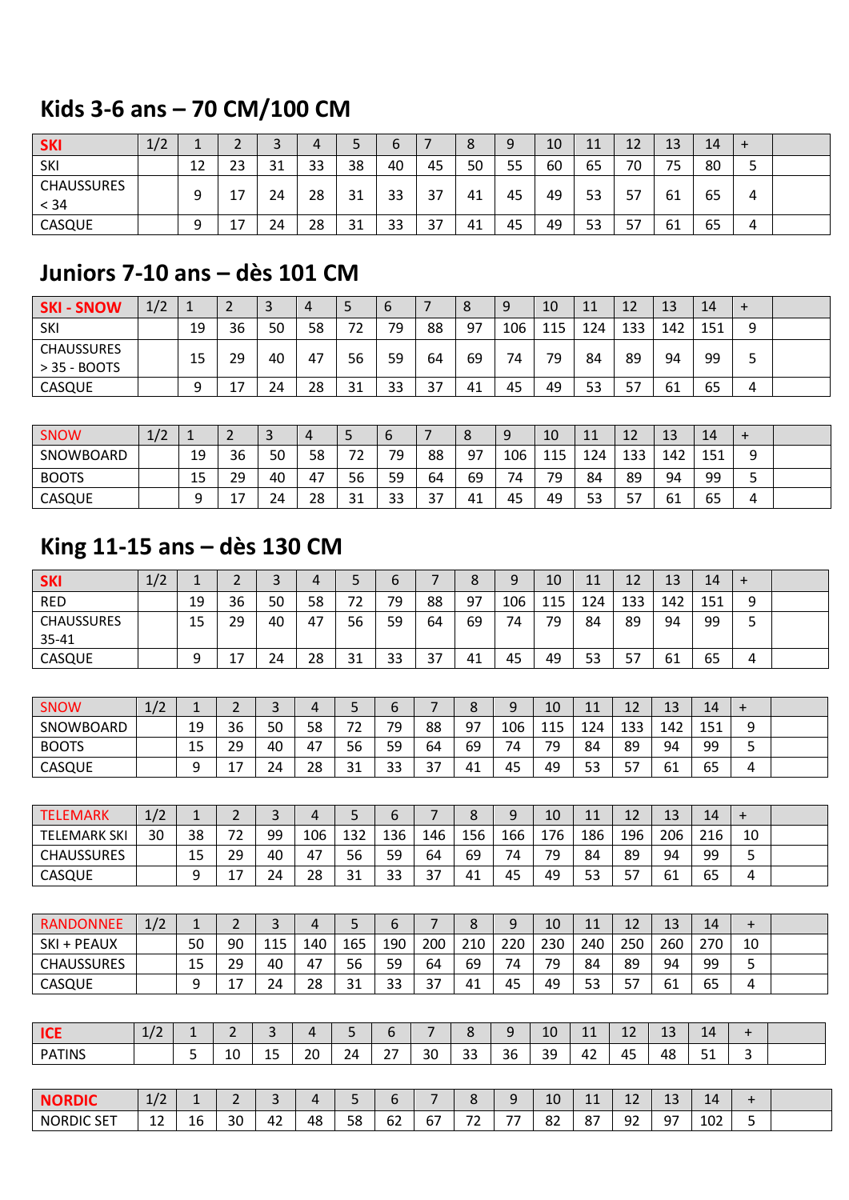## Kids 3-6 ans – 70 CM/100 CM

| SKI | 1/2 | 1 | 2 | 3 | 4 | 5 | 6 | 7 | 8 | 9 | 10 | 11 | 12 | 13 | 14 | + | |
|---|---|---|---|---|---|---|---|---|---|---|---|---|---|---|---|---|---|
| SKI | | 12 | 23 | 31 | 33 | 38 | 40 | 45 | 50 | 55 | 60 | 65 | 70 | 75 | 80 | 5 | |
| CHAUSSURES < 34 | | 9 | 17 | 24 | 28 | 31 | 33 | 37 | 41 | 45 | 49 | 53 | 57 | 61 | 65 | 4 | |
| CASQUE | | 9 | 17 | 24 | 28 | 31 | 33 | 37 | 41 | 45 | 49 | 53 | 57 | 61 | 65 | 4 | |

## Juniors 7-10 ans – dès 101 CM

| SKI - SNOW | 1/2 | 1 | 2 | 3 | 4 | 5 | 6 | 7 | 8 | 9 | 10 | 11 | 12 | 13 | 14 | + | |
|---|---|---|---|---|---|---|---|---|---|---|---|---|---|---|---|---|---|
| SKI | | 19 | 36 | 50 | 58 | 72 | 79 | 88 | 97 | 106 | 115 | 124 | 133 | 142 | 151 | 9 | |
| CHAUSSURES > 35 - BOOTS | | 15 | 29 | 40 | 47 | 56 | 59 | 64 | 69 | 74 | 79 | 84 | 89 | 94 | 99 | 5 | |
| CASQUE | | 9 | 17 | 24 | 28 | 31 | 33 | 37 | 41 | 45 | 49 | 53 | 57 | 61 | 65 | 4 | |

| SNOW | 1/2 | 1 | 2 | 3 | 4 | 5 | 6 | 7 | 8 | 9 | 10 | 11 | 12 | 13 | 14 | + | |
|---|---|---|---|---|---|---|---|---|---|---|---|---|---|---|---|---|---|
| SNOWBOARD | | 19 | 36 | 50 | 58 | 72 | 79 | 88 | 97 | 106 | 115 | 124 | 133 | 142 | 151 | 9 | |
| BOOTS | | 15 | 29 | 40 | 47 | 56 | 59 | 64 | 69 | 74 | 79 | 84 | 89 | 94 | 99 | 5 | |
| CASQUE | | 9 | 17 | 24 | 28 | 31 | 33 | 37 | 41 | 45 | 49 | 53 | 57 | 61 | 65 | 4 | |

## King 11-15 ans – dès 130 CM

| SKI | 1/2 | 1 | 2 | 3 | 4 | 5 | 6 | 7 | 8 | 9 | 10 | 11 | 12 | 13 | 14 | + | |
|---|---|---|---|---|---|---|---|---|---|---|---|---|---|---|---|---|---|
| RED | | 19 | 36 | 50 | 58 | 72 | 79 | 88 | 97 | 106 | 115 | 124 | 133 | 142 | 151 | 9 | |
| CHAUSSURES 35-41 | | 15 | 29 | 40 | 47 | 56 | 59 | 64 | 69 | 74 | 79 | 84 | 89 | 94 | 99 | 5 | |
| CASQUE | | 9 | 17 | 24 | 28 | 31 | 33 | 37 | 41 | 45 | 49 | 53 | 57 | 61 | 65 | 4 | |

| SNOW | 1/2 | 1 | 2 | 3 | 4 | 5 | 6 | 7 | 8 | 9 | 10 | 11 | 12 | 13 | 14 | + | |
|---|---|---|---|---|---|---|---|---|---|---|---|---|---|---|---|---|---|
| SNOWBOARD | | 19 | 36 | 50 | 58 | 72 | 79 | 88 | 97 | 106 | 115 | 124 | 133 | 142 | 151 | 9 | |
| BOOTS | | 15 | 29 | 40 | 47 | 56 | 59 | 64 | 69 | 74 | 79 | 84 | 89 | 94 | 99 | 5 | |
| CASQUE | | 9 | 17 | 24 | 28 | 31 | 33 | 37 | 41 | 45 | 49 | 53 | 57 | 61 | 65 | 4 | |

| TELEMARK | 1/2 | 1 | 2 | 3 | 4 | 5 | 6 | 7 | 8 | 9 | 10 | 11 | 12 | 13 | 14 | + | |
|---|---|---|---|---|---|---|---|---|---|---|---|---|---|---|---|---|---|
| TELEMARK SKI | 30 | 38 | 72 | 99 | 106 | 132 | 136 | 146 | 156 | 166 | 176 | 186 | 196 | 206 | 216 | 10 | |
| CHAUSSURES | | 15 | 29 | 40 | 47 | 56 | 59 | 64 | 69 | 74 | 79 | 84 | 89 | 94 | 99 | 5 | |
| CASQUE | | 9 | 17 | 24 | 28 | 31 | 33 | 37 | 41 | 45 | 49 | 53 | 57 | 61 | 65 | 4 | |

| RANDONNEE | 1/2 | 1 | 2 | 3 | 4 | 5 | 6 | 7 | 8 | 9 | 10 | 11 | 12 | 13 | 14 | + | |
|---|---|---|---|---|---|---|---|---|---|---|---|---|---|---|---|---|---|
| SKI + PEAUX | | 50 | 90 | 115 | 140 | 165 | 190 | 200 | 210 | 220 | 230 | 240 | 250 | 260 | 270 | 10 | |
| CHAUSSURES | | 15 | 29 | 40 | 47 | 56 | 59 | 64 | 69 | 74 | 79 | 84 | 89 | 94 | 99 | 5 | |
| CASQUE | | 9 | 17 | 24 | 28 | 31 | 33 | 37 | 41 | 45 | 49 | 53 | 57 | 61 | 65 | 4 | |

| ICE | 1/2 | 1 | 2 | 3 | 4 | 5 | 6 | 7 | 8 | 9 | 10 | 11 | 12 | 13 | 14 | + | |
|---|---|---|---|---|---|---|---|---|---|---|---|---|---|---|---|---|---|
| PATINS | | 5 | 10 | 15 | 20 | 24 | 27 | 30 | 33 | 36 | 39 | 42 | 45 | 48 | 51 | 3 | |

| NORDIC | 1/2 | 1 | 2 | 3 | 4 | 5 | 6 | 7 | 8 | 9 | 10 | 11 | 12 | 13 | 14 | + | |
|---|---|---|---|---|---|---|---|---|---|---|---|---|---|---|---|---|---|
| NORDIC SET | 12 | 16 | 30 | 42 | 48 | 58 | 62 | 67 | 72 | 77 | 82 | 87 | 92 | 97 | 102 | 5 | |